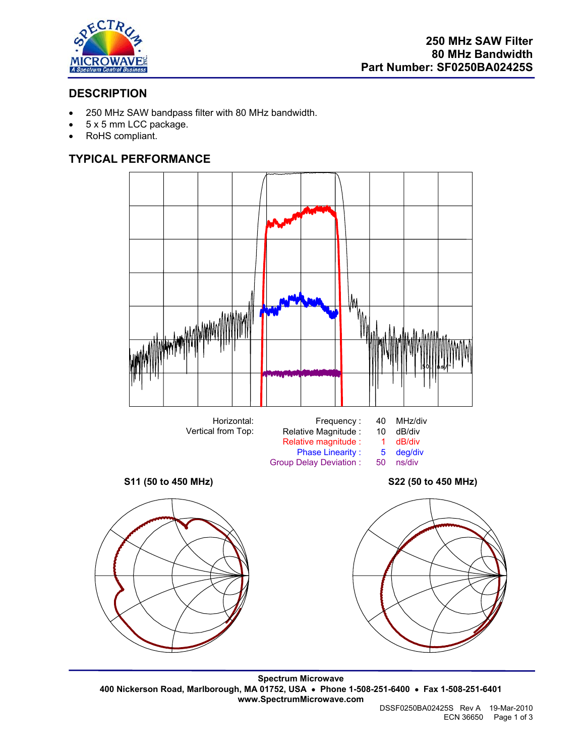**250 MHz SAW Filter**
**80 MHz Bandwidth**
**Part Number: SF0250BA02425S**

## DESCRIPTION

- 250 MHz SAW bandpass filter with 80 MHz bandwidth.
- 5 x 5 mm LCC package.
- RoHS compliant.

## TYPICAL PERFORMANCE

| | | | |
|---|---|---|---|
| Horizontal: | Frequency : | 40 | MHz/div |
| Vertical from Top: | Relative Magnitude : | 10 | dB/div |
| | Relative magnitude : | 1 | dB/div |
| | Phase Linearity : | 5 | deg/div |
| | Group Delay Deviation : | 50 | ns/div |

**S11 (50 to 450 MHz)**

**S22 (50 to 450 MHz)**

**Spectrum Microwave**
**400 Nickerson Road, Marlborough, MA 01752, USA • Phone 1-508-251-6400 • Fax 1-508-251-6401**
**www.SpectrumMicrowave.com**

DSSF0250BA02425S Rev A 19-Mar-2010
ECN 36650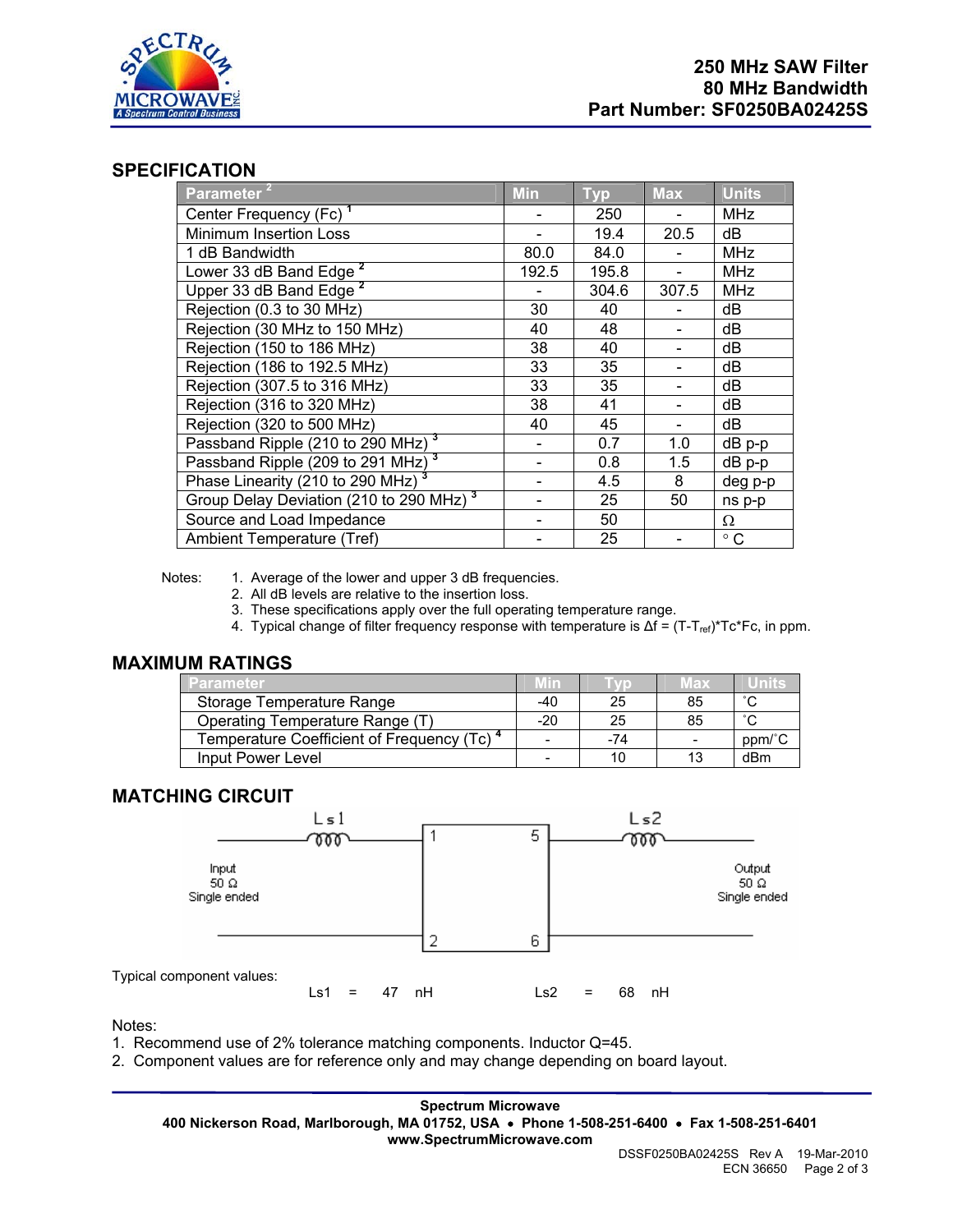**250 MHz SAW Filter**
**80 MHz Bandwidth**
**Part Number: SF0250BA02425S**

## SPECIFICATION

| Parameter [2] | Min | Typ | Max | Units |
|---|---|---|---|---|
| Center Frequency (Fc) [1] | - | 250 | - | MHz |
| Minimum Insertion Loss | - | 19.4 | 20.5 | dB |
| 1 dB Bandwidth | 80.0 | 84.0 | - | MHz |
| Lower 33 dB Band Edge [2] | 192.5 | 195.8 | - | MHz |
| Upper 33 dB Band Edge [2] | - | 304.6 | 307.5 | MHz |
| Rejection (0.3 to 30 MHz) | 30 | 40 | - | dB |
| Rejection (30 MHz to 150 MHz) | 40 | 48 | - | dB |
| Rejection (150 to 186 MHz) | 38 | 40 | - | dB |
| Rejection (186 to 192.5 MHz) | 33 | 35 | - | dB |
| Rejection (307.5 to 316 MHz) | 33 | 35 | - | dB |
| Rejection (316 to 320 MHz) | 38 | 41 | - | dB |
| Rejection (320 to 500 MHz) | 40 | 45 | - | dB |
| Passband Ripple (210 to 290 MHz) [3] | - | 0.7 | 1.0 | dB p-p |
| Passband Ripple (209 to 291 MHz) [3] | - | 0.8 | 1.5 | dB p-p |
| Phase Linearity (210 to 290 MHz) [3] | - | 4.5 | 8 | deg p-p |
| Group Delay Deviation (210 to 290 MHz) [3] | - | 25 | 50 | ns p-p |
| Source and Load Impedance | - | 50 | | Ω |
| Ambient Temperature (Tref) | - | 25 | - | ° C |

Notes:
1. Average of the lower and upper 3 dB frequencies.
2. All dB levels are relative to the insertion loss.
3. These specifications apply over the full operating temperature range.
4. Typical change of filter frequency response with temperature is $\Delta f = (T-T_{ref})*Tc*Fc$, in ppm.

## MAXIMUM RATINGS

| Parameter | Min | Typ | Max | Units |
|---|---|---|---|---|
| Storage Temperature Range | -40 | 25 | 85 | ˚C |
| Operating Temperature Range (T) | -20 | 25 | 85 | ˚C |
| Temperature Coefficient of Frequency (Tc) [4] | - | -74 | - | ppm/˚C |
| Input Power Level | - | 10 | 13 | dBm |

## MATCHING CIRCUIT

Ls1 — pins 1, 2 — Input 50 Ω Single ended
Ls2 — pins 5, 6 — Output 50 Ω Single ended

Typical component values:

Ls1 = 47 nH    Ls2 = 68 nH

Notes:
1. Recommend use of 2% tolerance matching components. Inductor Q=45.
2. Component values are for reference only and may change depending on board layout.

**Spectrum Microwave**
**400 Nickerson Road, Marlborough, MA 01752, USA • Phone 1-508-251-6400 • Fax 1-508-251-6401**
**www.SpectrumMicrowave.com**

DSSF0250BA02425S Rev A 19-Mar-2010
ECN 36650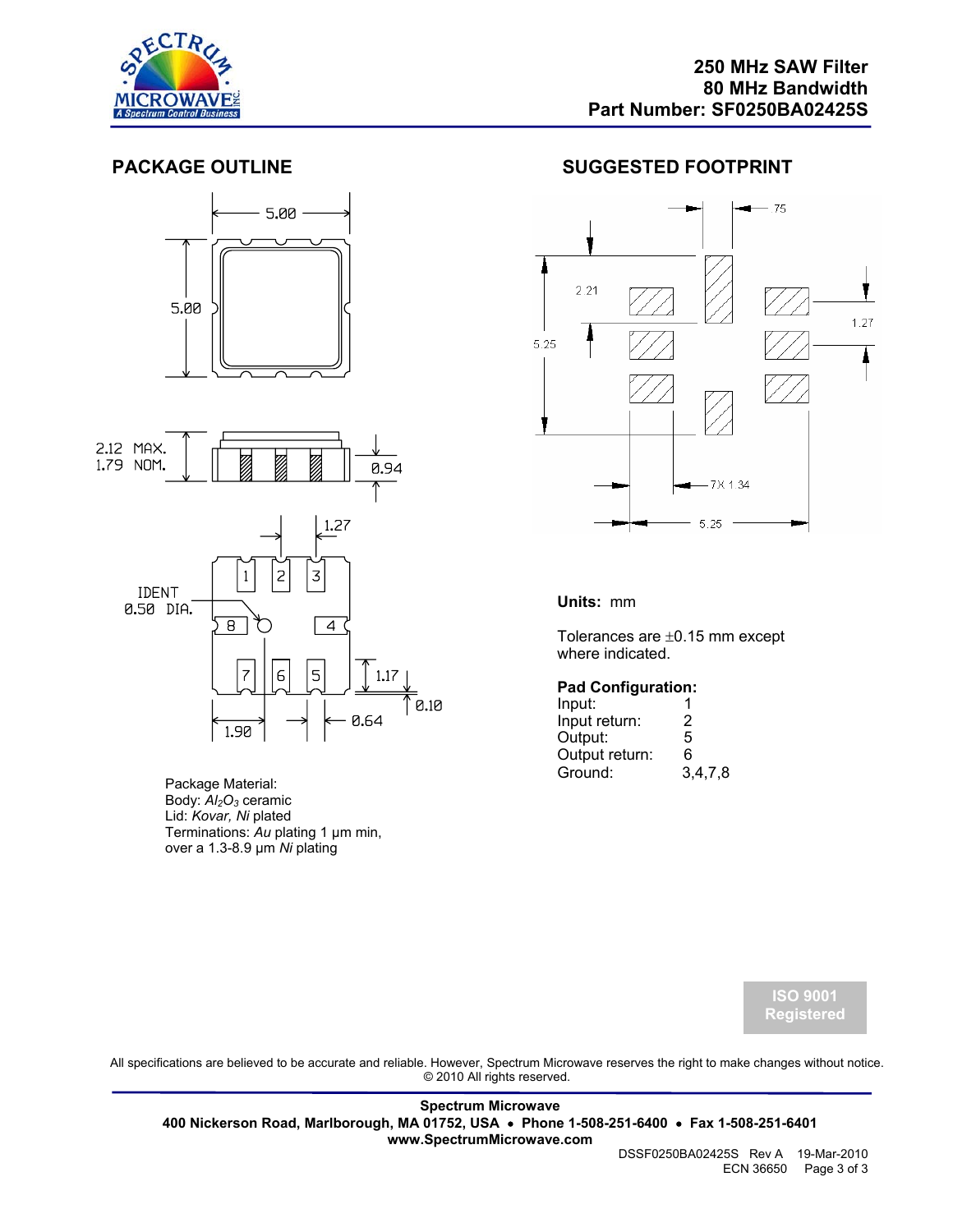## PACKAGE OUTLINE

5.00

5.00

2.12 MAX.
1.79 NOM.

0.94

1.27

IDENT
0.50 DIA.

1 2 3
8 4
7 6 5

1.17

0.10

1.90

0.64

Package Material:
Body: $Al_2O_3$ ceramic
Lid: *Kovar, Ni* plated
Terminations: *Au* plating 1 µm min, over a 1.3-8.9 µm *Ni* plating

## SUGGESTED FOOTPRINT

.75

2.21

1.27

5.25

7X 1.34

5.25

**Units:** mm

Tolerances are ±0.15 mm except where indicated.

**Pad Configuration:**

| | |
|---|---|
| Input: | 1 |
| Input return: | 2 |
| Output: | 5 |
| Output return: | 6 |
| Ground: | 3,4,7,8 |

ISO 9001 Registered

All specifications are believed to be accurate and reliable. However, Spectrum Microwave reserves the right to make changes without notice.
© 2010 All rights reserved.

**Spectrum Microwave**
**400 Nickerson Road, Marlborough, MA 01752, USA • Phone 1-508-251-6400 • Fax 1-508-251-6401**
**www.SpectrumMicrowave.com**

DSSF0250BA02425S Rev A 19-Mar-2010
ECN 36650